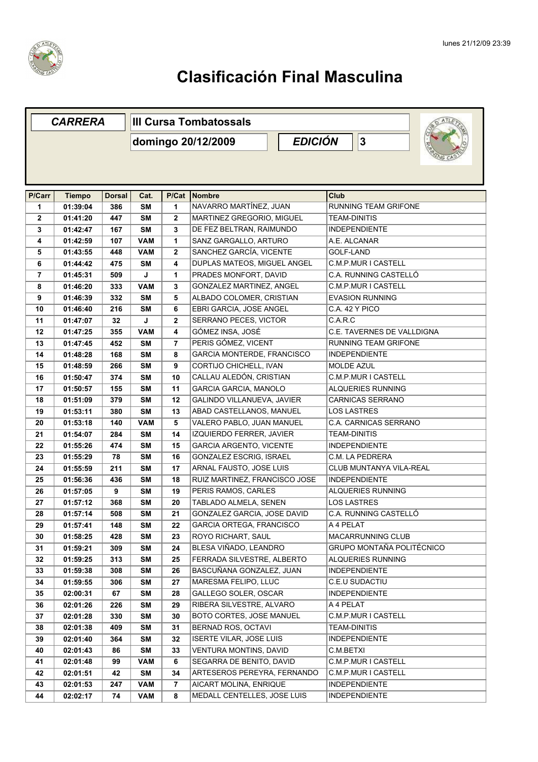# Clasificación Final Masculina

| *CARRERA* | III Cursa Tombatossals |
|---|---|
| | domingo 20/12/2009 |
| *EDICIÓN* | 3 |

| P/Carr | Tiempo | Dorsal | Cat. | P/Cat | Nombre | Club |
|---|---|---|---|---|---|---|
| 1 | 01:39:04 | 386 | SM | 1 | NAVARRO MARTÍNEZ, JUAN | RUNNING TEAM GRIFONE |
| 2 | 01:41:20 | 447 | SM | 2 | MARTINEZ GREGORIO, MIGUEL | TEAM-DINITIS |
| 3 | 01:42:47 | 167 | SM | 3 | DE FEZ BELTRAN, RAIMUNDO | INDEPENDIENTE |
| 4 | 01:42:59 | 107 | VAM | 1 | SANZ GARGALLO, ARTURO | A.E. ALCANAR |
| 5 | 01:43:55 | 448 | VAM | 2 | SANCHEZ GARCÍA, VICENTE | GOLF-LAND |
| 6 | 01:44:42 | 475 | SM | 4 | DUPLAS MATEOS, MIGUEL ANGEL | C.M.P.MUR I CASTELL |
| 7 | 01:45:31 | 509 | J | 1 | PRADES MONFORT, DAVID | C.A. RUNNING CASTELLÓ |
| 8 | 01:46:20 | 333 | VAM | 3 | GONZALEZ MARTINEZ, ANGEL | C.M.P.MUR I CASTELL |
| 9 | 01:46:39 | 332 | SM | 5 | ALBADO COLOMER, CRISTIAN | EVASION RUNNING |
| 10 | 01:46:40 | 216 | SM | 6 | EBRI GARCIA, JOSE ANGEL | C.A. 42 Y PICO |
| 11 | 01:47:07 | 32 | J | 2 | SERRANO PECES, VICTOR | C.A.R.C |
| 12 | 01:47:25 | 355 | VAM | 4 | GÓMEZ INSA, JOSÉ | C.E. TAVERNES DE VALLDIGNA |
| 13 | 01:47:45 | 452 | SM | 7 | PERIS GÓMEZ, VICENT | RUNNING TEAM GRIFONE |
| 14 | 01:48:28 | 168 | SM | 8 | GARCIA MONTERDE, FRANCISCO | INDEPENDIENTE |
| 15 | 01:48:59 | 266 | SM | 9 | CORTIJO CHICHELL, IVAN | MOLDE AZUL |
| 16 | 01:50:47 | 374 | SM | 10 | CALLAU ALEDÓN, CRISTIAN | C.M.P.MUR I CASTELL |
| 17 | 01:50:57 | 155 | SM | 11 | GARCIA GARCIA, MANOLO | ALQUERIES RUNNING |
| 18 | 01:51:09 | 379 | SM | 12 | GALINDO VILLANUEVA, JAVIER | CARNICAS SERRANO |
| 19 | 01:53:11 | 380 | SM | 13 | ABAD CASTELLANOS, MANUEL | LOS LASTRES |
| 20 | 01:53:18 | 140 | VAM | 5 | VALERO PABLO, JUAN MANUEL | C.A. CARNICAS SERRANO |
| 21 | 01:54:07 | 284 | SM | 14 | IZQUIERDO FERRER, JAVIER | TEAM-DINITIS |
| 22 | 01:55:26 | 474 | SM | 15 | GARCIA ARGENTO, VICENTE | INDEPENDIENTE |
| 23 | 01:55:29 | 78 | SM | 16 | GONZALEZ ESCRIG, ISRAEL | C.M. LA PEDRERA |
| 24 | 01:55:59 | 211 | SM | 17 | ARNAL FAUSTO, JOSE LUIS | CLUB MUNTANYA VILA-REAL |
| 25 | 01:56:36 | 436 | SM | 18 | RUIZ MARTINEZ, FRANCISCO JOSE | INDEPENDIENTE |
| 26 | 01:57:05 | 9 | SM | 19 | PERIS RAMOS, CARLES | ALQUERIES RUNNING |
| 27 | 01:57:12 | 368 | SM | 20 | TABLADO ALMELA, SENEN | LOS LASTRES |
| 28 | 01:57:14 | 508 | SM | 21 | GONZALEZ GARCIA, JOSE DAVID | C.A. RUNNING CASTELLÓ |
| 29 | 01:57:41 | 148 | SM | 22 | GARCIA ORTEGA, FRANCISCO | A 4 PELAT |
| 30 | 01:58:25 | 428 | SM | 23 | ROYO RICHART, SAUL | MACARRUNNING CLUB |
| 31 | 01:59:21 | 309 | SM | 24 | BLESA VIÑADO, LEANDRO | GRUPO MONTAÑA POLITÉCNICO |
| 32 | 01:59:25 | 313 | SM | 25 | FERRADA SILVESTRE, ALBERTO | ALQUERIES RUNNING |
| 33 | 01:59:38 | 308 | SM | 26 | BASCUÑANA GONZALEZ, JUAN | INDEPENDIENTE |
| 34 | 01:59:55 | 306 | SM | 27 | MARESMA FELIPO, LLUC | C.E.U SUDACTIU |
| 35 | 02:00:31 | 67 | SM | 28 | GALLEGO SOLER, OSCAR | INDEPENDIENTE |
| 36 | 02:01:26 | 226 | SM | 29 | RIBERA SILVESTRE, ALVARO | A 4 PELAT |
| 37 | 02:01:28 | 330 | SM | 30 | BOTO CORTES, JOSE MANUEL | C.M.P.MUR I CASTELL |
| 38 | 02:01:38 | 409 | SM | 31 | BERNAD ROS, OCTAVI | TEAM-DINITIS |
| 39 | 02:01:40 | 364 | SM | 32 | ISERTE VILAR, JOSE LUIS | INDEPENDIENTE |
| 40 | 02:01:43 | 86 | SM | 33 | VENTURA MONTINS, DAVID | C.M.BETXI |
| 41 | 02:01:48 | 99 | VAM | 6 | SEGARRA DE BENITO, DAVID | C.M.P.MUR I CASTELL |
| 42 | 02:01:51 | 42 | SM | 34 | ARTESEROS PEREYRA, FERNANDO | C.M.P.MUR I CASTELL |
| 43 | 02:01:53 | 247 | VAM | 7 | AICART MOLINA, ENRIQUE | INDEPENDIENTE |
| 44 | 02:02:17 | 74 | VAM | 8 | MEDALL CENTELLES, JOSE LUIS | INDEPENDIENTE |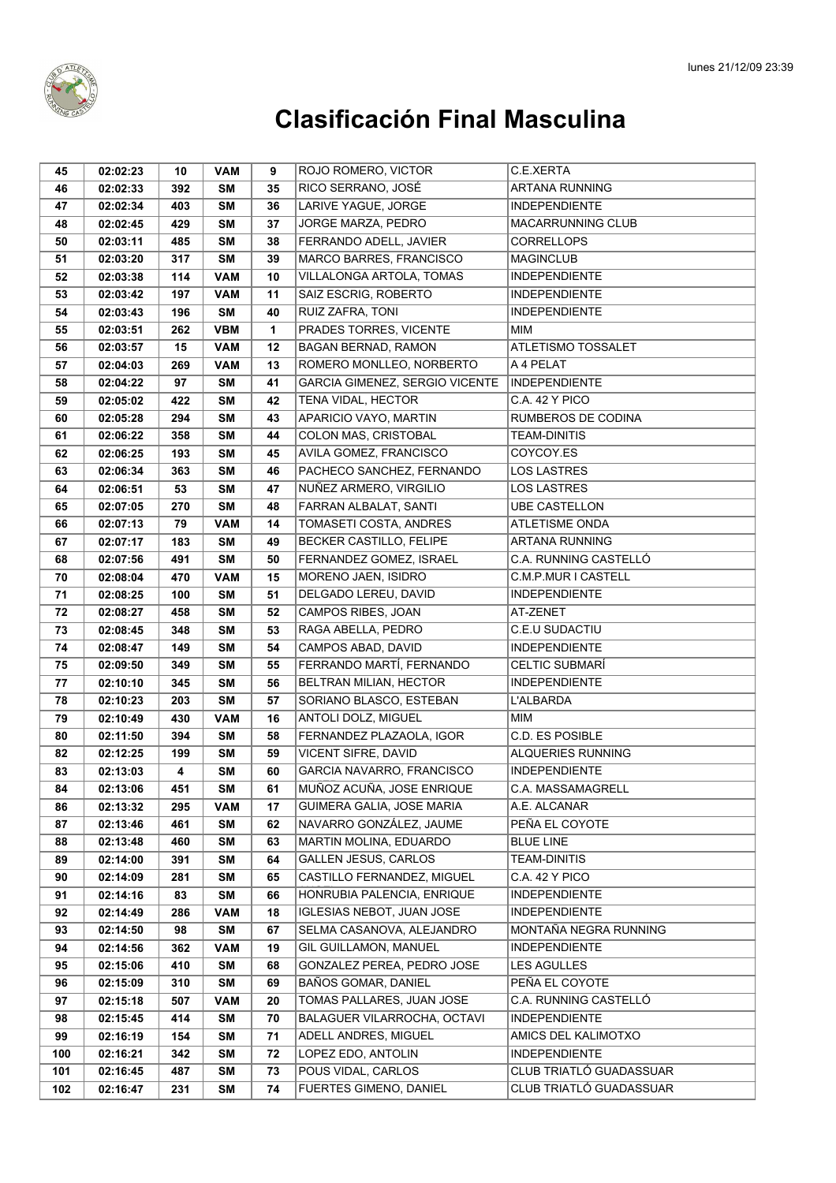# Clasificación Final Masculina

| | | | | | | |
|---|---|---|---|---|---|---|
| 45 | 02:02:23 | 10 | VAM | 9 | ROJO ROMERO, VICTOR | C.E.XERTA |
| 46 | 02:02:33 | 392 | SM | 35 | RICO SERRANO, JOSÉ | ARTANA RUNNING |
| 47 | 02:02:34 | 403 | SM | 36 | LARIVE YAGUE, JORGE | INDEPENDIENTE |
| 48 | 02:02:45 | 429 | SM | 37 | JORGE MARZA, PEDRO | MACARRUNNING CLUB |
| 50 | 02:03:11 | 485 | SM | 38 | FERRANDO ADELL, JAVIER | CORRELLOPS |
| 51 | 02:03:20 | 317 | SM | 39 | MARCO BARRES, FRANCISCO | MAGINCLUB |
| 52 | 02:03:38 | 114 | VAM | 10 | VILLALONGA ARTOLA, TOMAS | INDEPENDIENTE |
| 53 | 02:03:42 | 197 | VAM | 11 | SAIZ ESCRIG, ROBERTO | INDEPENDIENTE |
| 54 | 02:03:43 | 196 | SM | 40 | RUIZ ZAFRA, TONI | INDEPENDIENTE |
| 55 | 02:03:51 | 262 | VBM | 1 | PRADES TORRES, VICENTE | MIM |
| 56 | 02:03:57 | 15 | VAM | 12 | BAGAN BERNAD, RAMON | ATLETISMO TOSSALET |
| 57 | 02:04:03 | 269 | VAM | 13 | ROMERO MONLLEO, NORBERTO | A 4 PELAT |
| 58 | 02:04:22 | 97 | SM | 41 | GARCIA GIMENEZ, SERGIO VICENTE | INDEPENDIENTE |
| 59 | 02:05:02 | 422 | SM | 42 | TENA VIDAL, HECTOR | C.A. 42 Y PICO |
| 60 | 02:05:28 | 294 | SM | 43 | APARICIO VAYO, MARTIN | RUMBEROS DE CODINA |
| 61 | 02:06:22 | 358 | SM | 44 | COLON MAS, CRISTOBAL | TEAM-DINITIS |
| 62 | 02:06:25 | 193 | SM | 45 | AVILA GOMEZ, FRANCISCO | COYCOY.ES |
| 63 | 02:06:34 | 363 | SM | 46 | PACHECO SANCHEZ, FERNANDO | LOS LASTRES |
| 64 | 02:06:51 | 53 | SM | 47 | NUÑEZ ARMERO, VIRGILIO | LOS LASTRES |
| 65 | 02:07:05 | 270 | SM | 48 | FARRAN ALBALAT, SANTI | UBE CASTELLON |
| 66 | 02:07:13 | 79 | VAM | 14 | TOMASETI COSTA, ANDRES | ATLETISME ONDA |
| 67 | 02:07:17 | 183 | SM | 49 | BECKER CASTILLO, FELIPE | ARTANA RUNNING |
| 68 | 02:07:56 | 491 | SM | 50 | FERNANDEZ GOMEZ, ISRAEL | C.A. RUNNING CASTELLÓ |
| 70 | 02:08:04 | 470 | VAM | 15 | MORENO JAEN, ISIDRO | C.M.P.MUR I CASTELL |
| 71 | 02:08:25 | 100 | SM | 51 | DELGADO LEREU, DAVID | INDEPENDIENTE |
| 72 | 02:08:27 | 458 | SM | 52 | CAMPOS RIBES, JOAN | AT-ZENET |
| 73 | 02:08:45 | 348 | SM | 53 | RAGA ABELLA, PEDRO | C.E.U SUDACTIU |
| 74 | 02:08:47 | 149 | SM | 54 | CAMPOS ABAD, DAVID | INDEPENDIENTE |
| 75 | 02:09:50 | 349 | SM | 55 | FERRANDO MARTÍ, FERNANDO | CELTIC SUBMARÍ |
| 77 | 02:10:10 | 345 | SM | 56 | BELTRAN MILIAN, HECTOR | INDEPENDIENTE |
| 78 | 02:10:23 | 203 | SM | 57 | SORIANO BLASCO, ESTEBAN | L'ALBARDA |
| 79 | 02:10:49 | 430 | VAM | 16 | ANTOLI DOLZ, MIGUEL | MIM |
| 80 | 02:11:50 | 394 | SM | 58 | FERNANDEZ PLAZAOLA, IGOR | C.D. ES POSIBLE |
| 82 | 02:12:25 | 199 | SM | 59 | VICENT SIFRE, DAVID | ALQUERIES RUNNING |
| 83 | 02:13:03 | 4 | SM | 60 | GARCIA NAVARRO, FRANCISCO | INDEPENDIENTE |
| 84 | 02:13:06 | 451 | SM | 61 | MUÑOZ ACUÑA, JOSE ENRIQUE | C.A. MASSAMAGRELL |
| 86 | 02:13:32 | 295 | VAM | 17 | GUIMERA GALIA, JOSE MARIA | A.E. ALCANAR |
| 87 | 02:13:46 | 461 | SM | 62 | NAVARRO GONZÁLEZ, JAUME | PEÑA EL COYOTE |
| 88 | 02:13:48 | 460 | SM | 63 | MARTIN MOLINA, EDUARDO | BLUE LINE |
| 89 | 02:14:00 | 391 | SM | 64 | GALLEN JESUS, CARLOS | TEAM-DINITIS |
| 90 | 02:14:09 | 281 | SM | 65 | CASTILLO FERNANDEZ, MIGUEL | C.A. 42 Y PICO |
| 91 | 02:14:16 | 83 | SM | 66 | HONRUBIA PALENCIA, ENRIQUE | INDEPENDIENTE |
| 92 | 02:14:49 | 286 | VAM | 18 | IGLESIAS NEBOT, JUAN JOSE | INDEPENDIENTE |
| 93 | 02:14:50 | 98 | SM | 67 | SELMA CASANOVA, ALEJANDRO | MONTAÑA NEGRA RUNNING |
| 94 | 02:14:56 | 362 | VAM | 19 | GIL GUILLAMON, MANUEL | INDEPENDIENTE |
| 95 | 02:15:06 | 410 | SM | 68 | GONZALEZ PEREA, PEDRO JOSE | LES AGULLES |
| 96 | 02:15:09 | 310 | SM | 69 | BAÑOS GOMAR, DANIEL | PEÑA EL COYOTE |
| 97 | 02:15:18 | 507 | VAM | 20 | TOMAS PALLARES, JUAN JOSE | C.A. RUNNING CASTELLÓ |
| 98 | 02:15:45 | 414 | SM | 70 | BALAGUER VILARROCHA, OCTAVI | INDEPENDIENTE |
| 99 | 02:16:19 | 154 | SM | 71 | ADELL ANDRES, MIGUEL | AMICS DEL KALIMOTXO |
| 100 | 02:16:21 | 342 | SM | 72 | LOPEZ EDO, ANTOLIN | INDEPENDIENTE |
| 101 | 02:16:45 | 487 | SM | 73 | POUS VIDAL, CARLOS | CLUB TRIATLÓ GUADASSUAR |
| 102 | 02:16:47 | 231 | SM | 74 | FUERTES GIMENO, DANIEL | CLUB TRIATLÓ GUADASSUAR |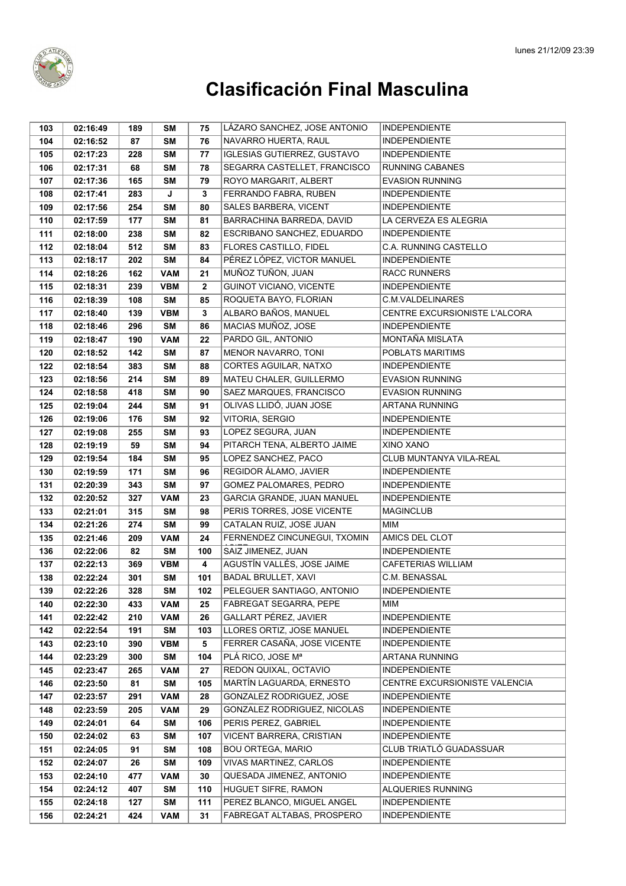# Clasificación Final Masculina

| | | | | | | |
|---|---|---|---|---|---|---|
| 103 | 02:16:49 | 189 | SM | 75 | LÁZARO SANCHEZ, JOSE ANTONIO | INDEPENDIENTE |
| 104 | 02:16:52 | 87 | SM | 76 | NAVARRO HUERTA, RAUL | INDEPENDIENTE |
| 105 | 02:17:23 | 228 | SM | 77 | IGLESIAS GUTIERREZ, GUSTAVO | INDEPENDIENTE |
| 106 | 02:17:31 | 68 | SM | 78 | SEGARRA CASTELLET, FRANCISCO | RUNNING CABANES |
| 107 | 02:17:36 | 165 | SM | 79 | ROYO MARGARIT, ALBERT | EVASION RUNNING |
| 108 | 02:17:41 | 283 | J | 3 | FERRANDO FABRA, RUBEN | INDEPENDIENTE |
| 109 | 02:17:56 | 254 | SM | 80 | SALES BARBERA, VICENT | INDEPENDIENTE |
| 110 | 02:17:59 | 177 | SM | 81 | BARRACHINA BARREDA, DAVID | LA CERVEZA ES ALEGRIA |
| 111 | 02:18:00 | 238 | SM | 82 | ESCRIBANO SANCHEZ, EDUARDO | INDEPENDIENTE |
| 112 | 02:18:04 | 512 | SM | 83 | FLORES CASTILLO, FIDEL | C.A. RUNNING CASTELLO |
| 113 | 02:18:17 | 202 | SM | 84 | PÉREZ LÓPEZ, VICTOR MANUEL | INDEPENDIENTE |
| 114 | 02:18:26 | 162 | VAM | 21 | MUÑOZ TUÑON, JUAN | RACC RUNNERS |
| 115 | 02:18:31 | 239 | VBM | 2 | GUINOT VICIANO, VICENTE | INDEPENDIENTE |
| 116 | 02:18:39 | 108 | SM | 85 | ROQUETA BAYO, FLORIAN | C.M.VALDELINARES |
| 117 | 02:18:40 | 139 | VBM | 3 | ALBARO BAÑOS, MANUEL | CENTRE EXCURSIONISTE L'ALCORA |
| 118 | 02:18:46 | 296 | SM | 86 | MACIAS MUÑOZ, JOSE | INDEPENDIENTE |
| 119 | 02:18:47 | 190 | VAM | 22 | PARDO GIL, ANTONIO | MONTAÑA MISLATA |
| 120 | 02:18:52 | 142 | SM | 87 | MENOR NAVARRO, TONI | POBLATS MARITIMS |
| 122 | 02:18:54 | 383 | SM | 88 | CORTES AGUILAR, NATXO | INDEPENDIENTE |
| 123 | 02:18:56 | 214 | SM | 89 | MATEU CHALER, GUILLERMO | EVASION RUNNING |
| 124 | 02:18:58 | 418 | SM | 90 | SAEZ MARQUES, FRANCISCO | EVASION RUNNING |
| 125 | 02:19:04 | 244 | SM | 91 | OLIVAS LLIDÓ, JUAN JOSE | ARTANA RUNNING |
| 126 | 02:19:06 | 176 | SM | 92 | VITORIA, SERGIO | INDEPENDIENTE |
| 127 | 02:19:08 | 255 | SM | 93 | LOPEZ SEGURA, JUAN | INDEPENDIENTE |
| 128 | 02:19:19 | 59 | SM | 94 | PITARCH TENA, ALBERTO JAIME | XINO XANO |
| 129 | 02:19:54 | 184 | SM | 95 | LOPEZ SANCHEZ, PACO | CLUB MUNTANYA VILA-REAL |
| 130 | 02:19:59 | 171 | SM | 96 | REGIDOR ÁLAMO, JAVIER | INDEPENDIENTE |
| 131 | 02:20:39 | 343 | SM | 97 | GOMEZ PALOMARES, PEDRO | INDEPENDIENTE |
| 132 | 02:20:52 | 327 | VAM | 23 | GARCIA GRANDE, JUAN MANUEL | INDEPENDIENTE |
| 133 | 02:21:01 | 315 | SM | 98 | PERIS TORRES, JOSE VICENTE | MAGINCLUB |
| 134 | 02:21:26 | 274 | SM | 99 | CATALAN RUIZ, JOSE JUAN | MIM |
| 135 | 02:21:46 | 209 | VAM | 24 | FERNENDEZ CINCUNEGUI, TXOMIN | AMICS DEL CLOT |
| 136 | 02:22:06 | 82 | SM | 100 | SAIZ JIMENEZ, JUAN | INDEPENDIENTE |
| 137 | 02:22:13 | 369 | VBM | 4 | AGUSTÍN VALLÉS, JOSE JAIME | CAFETERIAS WILLIAM |
| 138 | 02:22:24 | 301 | SM | 101 | BADAL BRULLET, XAVI | C.M. BENASSAL |
| 139 | 02:22:26 | 328 | SM | 102 | PELEGUER SANTIAGO, ANTONIO | INDEPENDIENTE |
| 140 | 02:22:30 | 433 | VAM | 25 | FABREGAT SEGARRA, PEPE | MIM |
| 141 | 02:22:42 | 210 | VAM | 26 | GALLART PÉREZ, JAVIER | INDEPENDIENTE |
| 142 | 02:22:54 | 191 | SM | 103 | LLORES ORTIZ, JOSE MANUEL | INDEPENDIENTE |
| 143 | 02:23:10 | 390 | VBM | 5 | FERRER CASAÑA, JOSE VICENTE | INDEPENDIENTE |
| 144 | 02:23:29 | 300 | SM | 104 | PLÁ RICO, JOSE Mª | ARTANA RUNNING |
| 145 | 02:23:47 | 265 | VAM | 27 | REDON QUIXAL, OCTAVIO | INDEPENDIENTE |
| 146 | 02:23:50 | 81 | SM | 105 | MARTÍN LAGUARDA, ERNESTO | CENTRE EXCURSIONISTE VALENCIA |
| 147 | 02:23:57 | 291 | VAM | 28 | GONZALEZ RODRIGUEZ, JOSE | INDEPENDIENTE |
| 148 | 02:23:59 | 205 | VAM | 29 | GONZALEZ RODRIGUEZ, NICOLAS | INDEPENDIENTE |
| 149 | 02:24:01 | 64 | SM | 106 | PERIS PEREZ, GABRIEL | INDEPENDIENTE |
| 150 | 02:24:02 | 63 | SM | 107 | VICENT BARRERA, CRISTIAN | INDEPENDIENTE |
| 151 | 02:24:05 | 91 | SM | 108 | BOU ORTEGA, MARIO | CLUB TRIATLÓ GUADASSUAR |
| 152 | 02:24:07 | 26 | SM | 109 | VIVAS MARTINEZ, CARLOS | INDEPENDIENTE |
| 153 | 02:24:10 | 477 | VAM | 30 | QUESADA JIMENEZ, ANTONIO | INDEPENDIENTE |
| 154 | 02:24:12 | 407 | SM | 110 | HUGUET SIFRE, RAMON | ALQUERIES RUNNING |
| 155 | 02:24:18 | 127 | SM | 111 | PEREZ BLANCO, MIGUEL ANGEL | INDEPENDIENTE |
| 156 | 02:24:21 | 424 | VAM | 31 | FABREGAT ALTABAS, PROSPERO | INDEPENDIENTE |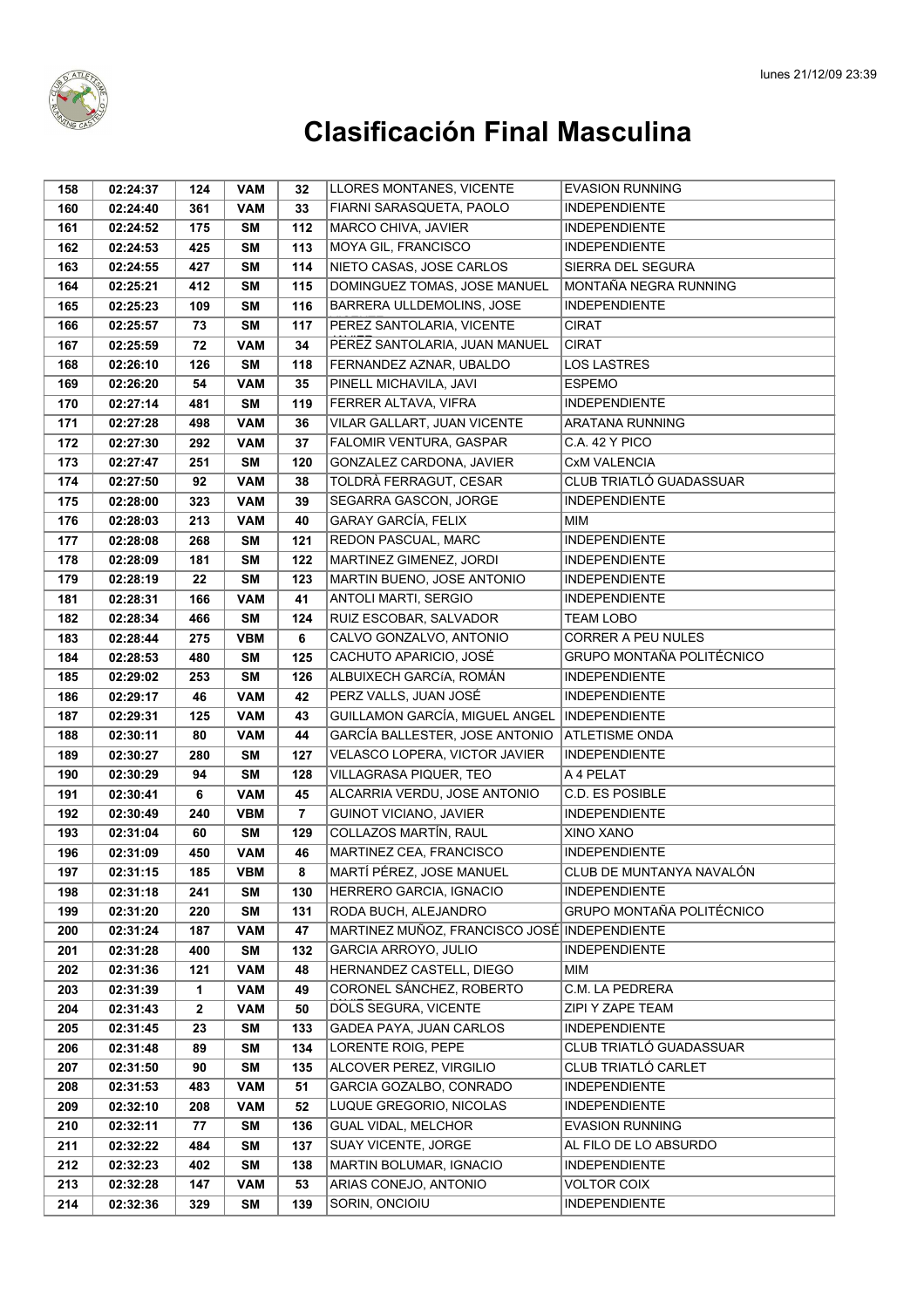# Clasificación Final Masculina

| | | | | | | |
|---|---|---|---|---|---|---|
| 158 | 02:24:37 | 124 | VAM | 32 | LLORES MONTANES, VICENTE | EVASION RUNNING |
| 160 | 02:24:40 | 361 | VAM | 33 | FIARNI SARASQUETA, PAOLO | INDEPENDIENTE |
| 161 | 02:24:52 | 175 | SM | 112 | MARCO CHIVA, JAVIER | INDEPENDIENTE |
| 162 | 02:24:53 | 425 | SM | 113 | MOYA GIL, FRANCISCO | INDEPENDIENTE |
| 163 | 02:24:55 | 427 | SM | 114 | NIETO CASAS, JOSE CARLOS | SIERRA DEL SEGURA |
| 164 | 02:25:21 | 412 | SM | 115 | DOMINGUEZ TOMAS, JOSE MANUEL | MONTAÑA NEGRA RUNNING |
| 165 | 02:25:23 | 109 | SM | 116 | BARRERA ULLDEMOLINS, JOSE | INDEPENDIENTE |
| 166 | 02:25:57 | 73 | SM | 117 | PEREZ SANTOLARIA, VICENTE | CIRAT |
| 167 | 02:25:59 | 72 | VAM | 34 | PEREZ SANTOLARIA, JUAN MANUEL | CIRAT |
| 168 | 02:26:10 | 126 | SM | 118 | FERNANDEZ AZNAR, UBALDO | LOS LASTRES |
| 169 | 02:26:20 | 54 | VAM | 35 | PINELL MICHAVILA, JAVI | ESPEMO |
| 170 | 02:27:14 | 481 | SM | 119 | FERRER ALTAVA, VIFRA | INDEPENDIENTE |
| 171 | 02:27:28 | 498 | VAM | 36 | VILAR GALLART, JUAN VICENTE | ARATANA RUNNING |
| 172 | 02:27:30 | 292 | VAM | 37 | FALOMIR VENTURA, GASPAR | C.A. 42 Y PICO |
| 173 | 02:27:47 | 251 | SM | 120 | GONZALEZ CARDONA, JAVIER | CxM VALENCIA |
| 174 | 02:27:50 | 92 | VAM | 38 | TOLDRÀ FERRAGUT, CESAR | CLUB TRIATLÓ GUADASSUAR |
| 175 | 02:28:00 | 323 | VAM | 39 | SEGARRA GASCON, JORGE | INDEPENDIENTE |
| 176 | 02:28:03 | 213 | VAM | 40 | GARAY GARCÍA, FELIX | MIM |
| 177 | 02:28:08 | 268 | SM | 121 | REDON PASCUAL, MARC | INDEPENDIENTE |
| 178 | 02:28:09 | 181 | SM | 122 | MARTINEZ GIMENEZ, JORDI | INDEPENDIENTE |
| 179 | 02:28:19 | 22 | SM | 123 | MARTIN BUENO, JOSE ANTONIO | INDEPENDIENTE |
| 181 | 02:28:31 | 166 | VAM | 41 | ANTOLI MARTI, SERGIO | INDEPENDIENTE |
| 182 | 02:28:34 | 466 | SM | 124 | RUIZ ESCOBAR, SALVADOR | TEAM LOBO |
| 183 | 02:28:44 | 275 | VBM | 6 | CALVO GONZALVO, ANTONIO | CORRER A PEU NULES |
| 184 | 02:28:53 | 480 | SM | 125 | CACHUTO APARICIO, JOSÉ | GRUPO MONTAÑA POLITÉCNICO |
| 185 | 02:29:02 | 253 | SM | 126 | ALBUIXECH GARCÍA, ROMÁN | INDEPENDIENTE |
| 186 | 02:29:17 | 46 | VAM | 42 | PERZ VALLS, JUAN JOSÉ | INDEPENDIENTE |
| 187 | 02:29:31 | 125 | VAM | 43 | GUILLAMON GARCÍA, MIGUEL ANGEL | INDEPENDIENTE |
| 188 | 02:30:11 | 80 | VAM | 44 | GARCÍA BALLESTER, JOSE ANTONIO | ATLETISME ONDA |
| 189 | 02:30:27 | 280 | SM | 127 | VELASCO LOPERA, VICTOR JAVIER | INDEPENDIENTE |
| 190 | 02:30:29 | 94 | SM | 128 | VILLAGRASA PIQUER, TEO | A 4 PELAT |
| 191 | 02:30:41 | 6 | VAM | 45 | ALCARRIA VERDU, JOSE ANTONIO | C.D. ES POSIBLE |
| 192 | 02:30:49 | 240 | VBM | 7 | GUINOT VICIANO, JAVIER | INDEPENDIENTE |
| 193 | 02:31:04 | 60 | SM | 129 | COLLAZOS MARTÍN, RAUL | XINO XANO |
| 196 | 02:31:09 | 450 | VAM | 46 | MARTINEZ CEA, FRANCISCO | INDEPENDIENTE |
| 197 | 02:31:15 | 185 | VBM | 8 | MARTÍ PÉREZ, JOSE MANUEL | CLUB DE MUNTANYA NAVALÓN |
| 198 | 02:31:18 | 241 | SM | 130 | HERRERO GARCIA, IGNACIO | INDEPENDIENTE |
| 199 | 02:31:20 | 220 | SM | 131 | RODA BUCH, ALEJANDRO | GRUPO MONTAÑA POLITÉCNICO |
| 200 | 02:31:24 | 187 | VAM | 47 | MARTINEZ MUÑOZ, FRANCISCO JOSÉ | INDEPENDIENTE |
| 201 | 02:31:28 | 400 | SM | 132 | GARCIA ARROYO, JULIO | INDEPENDIENTE |
| 202 | 02:31:36 | 121 | VAM | 48 | HERNANDEZ CASTELL, DIEGO | MIM |
| 203 | 02:31:39 | 1 | VAM | 49 | CORONEL SÁNCHEZ, ROBERTO | C.M. LA PEDRERA |
| 204 | 02:31:43 | 2 | VAM | 50 | DOLS SEGURA, VICENTE | ZIPI Y ZAPE TEAM |
| 205 | 02:31:45 | 23 | SM | 133 | GADEA PAYA, JUAN CARLOS | INDEPENDIENTE |
| 206 | 02:31:48 | 89 | SM | 134 | LORENTE ROIG, PEPE | CLUB TRIATLÓ GUADASSUAR |
| 207 | 02:31:50 | 90 | SM | 135 | ALCOVER PEREZ, VIRGILIO | CLUB TRIATLÓ CARLET |
| 208 | 02:31:53 | 483 | VAM | 51 | GARCIA GOZALBO, CONRADO | INDEPENDIENTE |
| 209 | 02:32:10 | 208 | VAM | 52 | LUQUE GREGORIO, NICOLAS | INDEPENDIENTE |
| 210 | 02:32:11 | 77 | SM | 136 | GUAL VIDAL, MELCHOR | EVASION RUNNING |
| 211 | 02:32:22 | 484 | SM | 137 | SUAY VICENTE, JORGE | AL FILO DE LO ABSURDO |
| 212 | 02:32:23 | 402 | SM | 138 | MARTIN BOLUMAR, IGNACIO | INDEPENDIENTE |
| 213 | 02:32:28 | 147 | VAM | 53 | ARIAS CONEJO, ANTONIO | VOLTOR COIX |
| 214 | 02:32:36 | 329 | SM | 139 | SORIN, ONCIOIU | INDEPENDIENTE |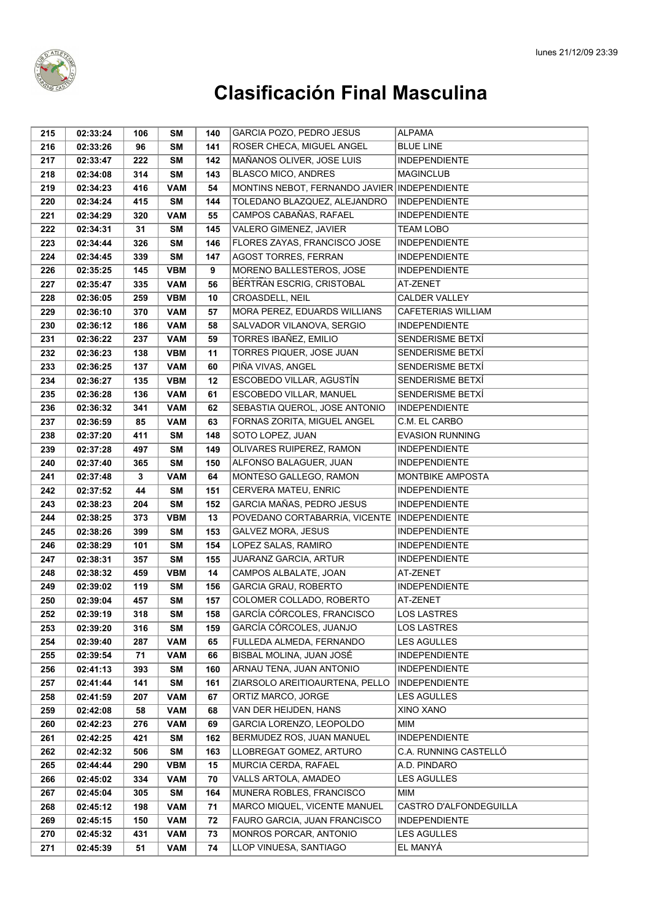# Clasificación Final Masculina

| | | | | | | |
|---|---|---|---|---|---|---|
| 215 | 02:33:24 | 106 | SM | 140 | GARCIA POZO, PEDRO JESUS | ALPAMA |
| 216 | 02:33:26 | 96 | SM | 141 | ROSER CHECA, MIGUEL ANGEL | BLUE LINE |
| 217 | 02:33:47 | 222 | SM | 142 | MAÑANOS OLIVER, JOSE LUIS | INDEPENDIENTE |
| 218 | 02:34:08 | 314 | SM | 143 | BLASCO MICO, ANDRES | MAGINCLUB |
| 219 | 02:34:23 | 416 | VAM | 54 | MONTINS NEBOT, FERNANDO JAVIER | INDEPENDIENTE |
| 220 | 02:34:24 | 415 | SM | 144 | TOLEDANO BLAZQUEZ, ALEJANDRO | INDEPENDIENTE |
| 221 | 02:34:29 | 320 | VAM | 55 | CAMPOS CABAÑAS, RAFAEL | INDEPENDIENTE |
| 222 | 02:34:31 | 31 | SM | 145 | VALERO GIMENEZ, JAVIER | TEAM LOBO |
| 223 | 02:34:44 | 326 | SM | 146 | FLORES ZAYAS, FRANCISCO JOSE | INDEPENDIENTE |
| 224 | 02:34:45 | 339 | SM | 147 | AGOST TORRES, FERRAN | INDEPENDIENTE |
| 226 | 02:35:25 | 145 | VBM | 9 | MORENO BALLESTEROS, JOSE | INDEPENDIENTE |
| 227 | 02:35:47 | 335 | VAM | 56 | BERTRAN ESCRIG, CRISTOBAL | AT-ZENET |
| 228 | 02:36:05 | 259 | VBM | 10 | CROASDELL, NEIL | CALDER VALLEY |
| 229 | 02:36:10 | 370 | VAM | 57 | MORA PEREZ, EDUARDS WILLIANS | CAFETERIAS WILLIAM |
| 230 | 02:36:12 | 186 | VAM | 58 | SALVADOR VILANOVA, SERGIO | INDEPENDIENTE |
| 231 | 02:36:22 | 237 | VAM | 59 | TORRES IBAÑEZ, EMILIO | SENDERISME BETXÍ |
| 232 | 02:36:23 | 138 | VBM | 11 | TORRES PIQUER, JOSE JUAN | SENDERISME BETXÍ |
| 233 | 02:36:25 | 137 | VAM | 60 | PIÑA VIVAS, ANGEL | SENDERISME BETXÍ |
| 234 | 02:36:27 | 135 | VBM | 12 | ESCOBEDO VILLAR, AGUSTÍN | SENDERISME BETXÍ |
| 235 | 02:36:28 | 136 | VAM | 61 | ESCOBEDO VILLAR, MANUEL | SENDERISME BETXÍ |
| 236 | 02:36:32 | 341 | VAM | 62 | SEBASTIA QUEROL, JOSE ANTONIO | INDEPENDIENTE |
| 237 | 02:36:59 | 85 | VAM | 63 | FORNAS ZORITA, MIGUEL ANGEL | C.M. EL CARBO |
| 238 | 02:37:20 | 411 | SM | 148 | SOTO LOPEZ, JUAN | EVASION RUNNING |
| 239 | 02:37:28 | 497 | SM | 149 | OLIVARES RUIPEREZ, RAMON | INDEPENDIENTE |
| 240 | 02:37:40 | 365 | SM | 150 | ALFONSO BALAGUER, JUAN | INDEPENDIENTE |
| 241 | 02:37:48 | 3 | VAM | 64 | MONTESO GALLEGO, RAMON | MONTBIKE AMPOSTA |
| 242 | 02:37:52 | 44 | SM | 151 | CERVERA MATEU, ENRIC | INDEPENDIENTE |
| 243 | 02:38:23 | 204 | SM | 152 | GARCIA MAÑAS, PEDRO JESUS | INDEPENDIENTE |
| 244 | 02:38:25 | 373 | VBM | 13 | POVEDANO CORTABARRíA, VICENTE | INDEPENDIENTE |
| 245 | 02:38:26 | 399 | SM | 153 | GALVEZ MORA, JESUS | INDEPENDIENTE |
| 246 | 02:38:29 | 101 | SM | 154 | LOPEZ SALAS, RAMIRO | INDEPENDIENTE |
| 247 | 02:38:31 | 357 | SM | 155 | JUARANZ GARCIA, ARTUR | INDEPENDIENTE |
| 248 | 02:38:32 | 459 | VBM | 14 | CAMPOS ALBALATE, JOAN | AT-ZENET |
| 249 | 02:39:02 | 119 | SM | 156 | GARCIA GRAU, ROBERTO | INDEPENDIENTE |
| 250 | 02:39:04 | 457 | SM | 157 | COLOMER COLLADO, ROBERTO | AT-ZENET |
| 252 | 02:39:19 | 318 | SM | 158 | GARCÍA CÓRCOLES, FRANCISCO | LOS LASTRES |
| 253 | 02:39:20 | 316 | SM | 159 | GARCÍA CÓRCOLES, JUANJO | LOS LASTRES |
| 254 | 02:39:40 | 287 | VAM | 65 | FULLEDA ALMEDA, FERNANDO | LES AGULLES |
| 255 | 02:39:54 | 71 | VAM | 66 | BISBAL MOLINA, JUAN JOSÉ | INDEPENDIENTE |
| 256 | 02:41:13 | 393 | SM | 160 | ARNAU TENA, JUAN ANTONIO | INDEPENDIENTE |
| 257 | 02:41:44 | 141 | SM | 161 | ZIARSOLO AREITIOAURTENA, PELLO | INDEPENDIENTE |
| 258 | 02:41:59 | 207 | VAM | 67 | ORTIZ MARCO, JORGE | LES AGULLES |
| 259 | 02:42:08 | 58 | VAM | 68 | VAN DER HEIJDEN, HANS | XINO XANO |
| 260 | 02:42:23 | 276 | VAM | 69 | GARCIA LORENZO, LEOPOLDO | MIM |
| 261 | 02:42:25 | 421 | SM | 162 | BERMUDEZ ROS, JUAN MANUEL | INDEPENDIENTE |
| 262 | 02:42:32 | 506 | SM | 163 | LLOBREGAT GOMEZ, ARTURO | C.A. RUNNING CASTELLÓ |
| 265 | 02:44:44 | 290 | VBM | 15 | MURCIA CERDA, RAFAEL | A.D. PINDARO |
| 266 | 02:45:02 | 334 | VAM | 70 | VALLS ARTOLA, AMADEO | LES AGULLES |
| 267 | 02:45:04 | 305 | SM | 164 | MUNERA ROBLES, FRANCISCO | MIM |
| 268 | 02:45:12 | 198 | VAM | 71 | MARCO MIQUEL, VICENTE MANUEL | CASTRO D'ALFONDEGUILLA |
| 269 | 02:45:15 | 150 | VAM | 72 | FAURO GARCIA, JUAN FRANCISCO | INDEPENDIENTE |
| 270 | 02:45:32 | 431 | VAM | 73 | MONROS PORCAR, ANTONIO | LES AGULLES |
| 271 | 02:45:39 | 51 | VAM | 74 | LLOP VINUESA, SANTIAGO | EL MANYÁ |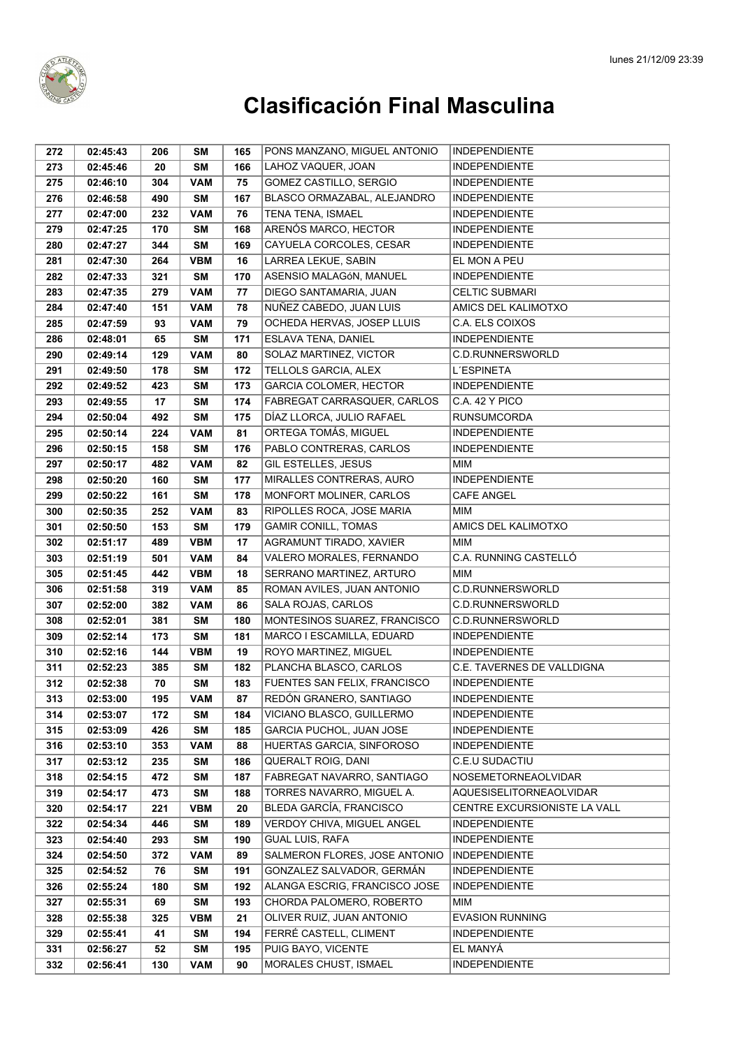# Clasificación Final Masculina

| | | | | | | |
|---|---|---|---|---|---|---|
| 272 | 02:45:43 | 206 | SM | 165 | PONS MANZANO, MIGUEL ANTONIO | INDEPENDIENTE |
| 273 | 02:45:46 | 20 | SM | 166 | LAHOZ VAQUER, JOAN | INDEPENDIENTE |
| 275 | 02:46:10 | 304 | VAM | 75 | GOMEZ CASTILLO, SERGIO | INDEPENDIENTE |
| 276 | 02:46:58 | 490 | SM | 167 | BLASCO ORMAZABAL, ALEJANDRO | INDEPENDIENTE |
| 277 | 02:47:00 | 232 | VAM | 76 | TENA TENA, ISMAEL | INDEPENDIENTE |
| 279 | 02:47:25 | 170 | SM | 168 | ARENÓS MARCO, HECTOR | INDEPENDIENTE |
| 280 | 02:47:27 | 344 | SM | 169 | CAYUELA CORCOLES, CESAR | INDEPENDIENTE |
| 281 | 02:47:30 | 264 | VBM | 16 | LARREA LEKUE, SABIN | EL MON A PEU |
| 282 | 02:47:33 | 321 | SM | 170 | ASENSIO MALAGóN, MANUEL | INDEPENDIENTE |
| 283 | 02:47:35 | 279 | VAM | 77 | DIEGO SANTAMARIA, JUAN | CELTIC SUBMARI |
| 284 | 02:47:40 | 151 | VAM | 78 | NUÑEZ CABEDO, JUAN LUIS | AMICS DEL KALIMOTXO |
| 285 | 02:47:59 | 93 | VAM | 79 | OCHEDA HERVAS, JOSEP LLUIS | C.A. ELS COIXOS |
| 286 | 02:48:01 | 65 | SM | 171 | ESLAVA TENA, DANIEL | INDEPENDIENTE |
| 290 | 02:49:14 | 129 | VAM | 80 | SOLAZ MARTINEZ, VICTOR | C.D.RUNNERSWORLD |
| 291 | 02:49:50 | 178 | SM | 172 | TELLOLS GARCIA, ALEX | L´ESPINETA |
| 292 | 02:49:52 | 423 | SM | 173 | GARCIA COLOMER, HECTOR | INDEPENDIENTE |
| 293 | 02:49:55 | 17 | SM | 174 | FABREGAT CARRASQUER, CARLOS | C.A. 42 Y PICO |
| 294 | 02:50:04 | 492 | SM | 175 | DÍAZ LLORCA, JULIO RAFAEL | RUNSUMCORDA |
| 295 | 02:50:14 | 224 | VAM | 81 | ORTEGA TOMÁS, MIGUEL | INDEPENDIENTE |
| 296 | 02:50:15 | 158 | SM | 176 | PABLO CONTRERAS, CARLOS | INDEPENDIENTE |
| 297 | 02:50:17 | 482 | VAM | 82 | GIL ESTELLES, JESUS | MIM |
| 298 | 02:50:20 | 160 | SM | 177 | MIRALLES CONTRERAS, AURO | INDEPENDIENTE |
| 299 | 02:50:22 | 161 | SM | 178 | MONFORT MOLINER, CARLOS | CAFE ANGEL |
| 300 | 02:50:35 | 252 | VAM | 83 | RIPOLLES ROCA, JOSE MARIA | MIM |
| 301 | 02:50:50 | 153 | SM | 179 | GAMIR CONILL, TOMAS | AMICS DEL KALIMOTXO |
| 302 | 02:51:17 | 489 | VBM | 17 | AGRAMUNT TIRADO, XAVIER | MIM |
| 303 | 02:51:19 | 501 | VAM | 84 | VALERO MORALES, FERNANDO | C.A. RUNNING CASTELLÓ |
| 305 | 02:51:45 | 442 | VBM | 18 | SERRANO MARTINEZ, ARTURO | MIM |
| 306 | 02:51:58 | 319 | VAM | 85 | ROMAN AVILES, JUAN ANTONIO | C.D.RUNNERSWORLD |
| 307 | 02:52:00 | 382 | VAM | 86 | SALA ROJAS, CARLOS | C.D.RUNNERSWORLD |
| 308 | 02:52:01 | 381 | SM | 180 | MONTESINOS SUAREZ, FRANCISCO | C.D.RUNNERSWORLD |
| 309 | 02:52:14 | 173 | SM | 181 | MARCO I ESCAMILLA, EDUARD | INDEPENDIENTE |
| 310 | 02:52:16 | 144 | VBM | 19 | ROYO MARTINEZ, MIGUEL | INDEPENDIENTE |
| 311 | 02:52:23 | 385 | SM | 182 | PLANCHA BLASCO, CARLOS | C.E. TAVERNES DE VALLDIGNA |
| 312 | 02:52:38 | 70 | SM | 183 | FUENTES SAN FELIX, FRANCISCO | INDEPENDIENTE |
| 313 | 02:53:00 | 195 | VAM | 87 | REDÓN GRANERO, SANTIAGO | INDEPENDIENTE |
| 314 | 02:53:07 | 172 | SM | 184 | VICIANO BLASCO, GUILLERMO | INDEPENDIENTE |
| 315 | 02:53:09 | 426 | SM | 185 | GARCIA PUCHOL, JUAN JOSE | INDEPENDIENTE |
| 316 | 02:53:10 | 353 | VAM | 88 | HUERTAS GARCIA, SINFOROSO | INDEPENDIENTE |
| 317 | 02:53:12 | 235 | SM | 186 | QUERALT ROIG, DANI | C.E.U SUDACTIU |
| 318 | 02:54:15 | 472 | SM | 187 | FABREGAT NAVARRO, SANTIAGO | NOSEMETORNEAOLVIDAR |
| 319 | 02:54:17 | 473 | SM | 188 | TORRES NAVARRO, MIGUEL A. | AQUESISELITORNEAOLVIDAR |
| 320 | 02:54:17 | 221 | VBM | 20 | BLEDA GARCÍA, FRANCISCO | CENTRE EXCURSIONISTE LA VALL |
| 322 | 02:54:34 | 446 | SM | 189 | VERDOY CHIVA, MIGUEL ANGEL | INDEPENDIENTE |
| 323 | 02:54:40 | 293 | SM | 190 | GUAL LUIS, RAFA | INDEPENDIENTE |
| 324 | 02:54:50 | 372 | VAM | 89 | SALMERON FLORES, JOSE ANTONIO | INDEPENDIENTE |
| 325 | 02:54:52 | 76 | SM | 191 | GONZALEZ SALVADOR, GERMÁN | INDEPENDIENTE |
| 326 | 02:55:24 | 180 | SM | 192 | ALANGA ESCRIG, FRANCISCO JOSE | INDEPENDIENTE |
| 327 | 02:55:31 | 69 | SM | 193 | CHORDA PALOMERO, ROBERTO | MIM |
| 328 | 02:55:38 | 325 | VBM | 21 | OLIVER RUIZ, JUAN ANTONIO | EVASION RUNNING |
| 329 | 02:55:41 | 41 | SM | 194 | FERRÉ CASTELL, CLIMENT | INDEPENDIENTE |
| 331 | 02:56:27 | 52 | SM | 195 | PUIG BAYO, VICENTE | EL MANYÁ |
| 332 | 02:56:41 | 130 | VAM | 90 | MORALES CHUST, ISMAEL | INDEPENDIENTE |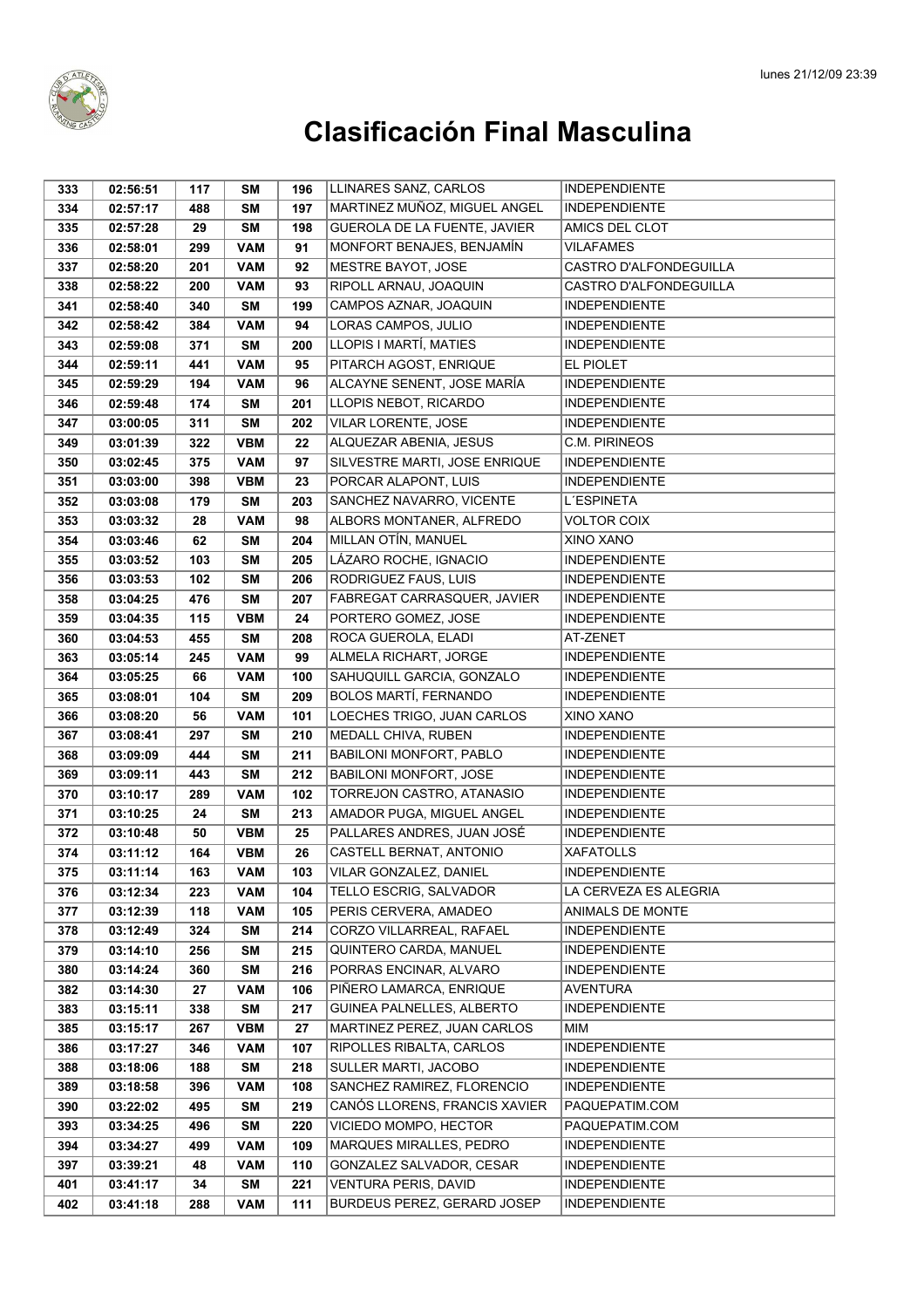# Clasificación Final Masculina

| | | | | | | |
|---|---|---|---|---|---|---|
| 333 | 02:56:51 | 117 | SM | 196 | LLINARES SANZ, CARLOS | INDEPENDIENTE |
| 334 | 02:57:17 | 488 | SM | 197 | MARTINEZ MUÑOZ, MIGUEL ANGEL | INDEPENDIENTE |
| 335 | 02:57:28 | 29 | SM | 198 | GUEROLA DE LA FUENTE, JAVIER | AMICS DEL CLOT |
| 336 | 02:58:01 | 299 | VAM | 91 | MONFORT BENAJES, BENJAMÍN | VILAFAMES |
| 337 | 02:58:20 | 201 | VAM | 92 | MESTRE BAYOT, JOSE | CASTRO D'ALFONDEGUILLA |
| 338 | 02:58:22 | 200 | VAM | 93 | RIPOLL ARNAU, JOAQUIN | CASTRO D'ALFONDEGUILLA |
| 341 | 02:58:40 | 340 | SM | 199 | CAMPOS AZNAR, JOAQUIN | INDEPENDIENTE |
| 342 | 02:58:42 | 384 | VAM | 94 | LORAS CAMPOS, JULIO | INDEPENDIENTE |
| 343 | 02:59:08 | 371 | SM | 200 | LLOPIS I MARTÍ, MATIES | INDEPENDIENTE |
| 344 | 02:59:11 | 441 | VAM | 95 | PITARCH AGOST, ENRIQUE | EL PIOLET |
| 345 | 02:59:29 | 194 | VAM | 96 | ALCAYNE SENENT, JOSE MARÍA | INDEPENDIENTE |
| 346 | 02:59:48 | 174 | SM | 201 | LLOPIS NEBOT, RICARDO | INDEPENDIENTE |
| 347 | 03:00:05 | 311 | SM | 202 | VILAR LORENTE, JOSE | INDEPENDIENTE |
| 349 | 03:01:39 | 322 | VBM | 22 | ALQUEZAR ABENIA, JESUS | C.M. PIRINEOS |
| 350 | 03:02:45 | 375 | VAM | 97 | SILVESTRE MARTI, JOSE ENRIQUE | INDEPENDIENTE |
| 351 | 03:03:00 | 398 | VBM | 23 | PORCAR ALAPONT, LUIS | INDEPENDIENTE |
| 352 | 03:03:08 | 179 | SM | 203 | SANCHEZ NAVARRO, VICENTE | L´ESPINETA |
| 353 | 03:03:32 | 28 | VAM | 98 | ALBORS MONTANER, ALFREDO | VOLTOR COIX |
| 354 | 03:03:46 | 62 | SM | 204 | MILLAN OTÍN, MANUEL | XINO XANO |
| 355 | 03:03:52 | 103 | SM | 205 | LÁZARO ROCHE, IGNACIO | INDEPENDIENTE |
| 356 | 03:03:53 | 102 | SM | 206 | RODRIGUEZ FAUS, LUIS | INDEPENDIENTE |
| 358 | 03:04:25 | 476 | SM | 207 | FABREGAT CARRASQUER, JAVIER | INDEPENDIENTE |
| 359 | 03:04:35 | 115 | VBM | 24 | PORTERO GOMEZ, JOSE | INDEPENDIENTE |
| 360 | 03:04:53 | 455 | SM | 208 | ROCA GUEROLA, ELADI | AT-ZENET |
| 363 | 03:05:14 | 245 | VAM | 99 | ALMELA RICHART, JORGE | INDEPENDIENTE |
| 364 | 03:05:25 | 66 | VAM | 100 | SAHUQUILL GARCIA, GONZALO | INDEPENDIENTE |
| 365 | 03:08:01 | 104 | SM | 209 | BOLOS MARTÍ, FERNANDO | INDEPENDIENTE |
| 366 | 03:08:20 | 56 | VAM | 101 | LOECHES TRIGO, JUAN CARLOS | XINO XANO |
| 367 | 03:08:41 | 297 | SM | 210 | MEDALL CHIVA, RUBEN | INDEPENDIENTE |
| 368 | 03:09:09 | 444 | SM | 211 | BABILONI MONFORT, PABLO | INDEPENDIENTE |
| 369 | 03:09:11 | 443 | SM | 212 | BABILONI MONFORT, JOSE | INDEPENDIENTE |
| 370 | 03:10:17 | 289 | VAM | 102 | TORREJON CASTRO, ATANASIO | INDEPENDIENTE |
| 371 | 03:10:25 | 24 | SM | 213 | AMADOR PUGA, MIGUEL ANGEL | INDEPENDIENTE |
| 372 | 03:10:48 | 50 | VBM | 25 | PALLARES ANDRES, JUAN JOSÉ | INDEPENDIENTE |
| 374 | 03:11:12 | 164 | VBM | 26 | CASTELL BERNAT, ANTONIO | XAFATOLLS |
| 375 | 03:11:14 | 163 | VAM | 103 | VILAR GONZALEZ, DANIEL | INDEPENDIENTE |
| 376 | 03:12:34 | 223 | VAM | 104 | TELLO ESCRIG, SALVADOR | LA CERVEZA ES ALEGRIA |
| 377 | 03:12:39 | 118 | VAM | 105 | PERIS CERVERA, AMADEO | ANIMALS DE MONTE |
| 378 | 03:12:49 | 324 | SM | 214 | CORZO VILLARREAL, RAFAEL | INDEPENDIENTE |
| 379 | 03:14:10 | 256 | SM | 215 | QUINTERO CARDA, MANUEL | INDEPENDIENTE |
| 380 | 03:14:24 | 360 | SM | 216 | PORRAS ENCINAR, ALVARO | INDEPENDIENTE |
| 382 | 03:14:30 | 27 | VAM | 106 | PIÑERO LAMARCA, ENRIQUE | AVENTURA |
| 383 | 03:15:11 | 338 | SM | 217 | GUINEA PALNELLES, ALBERTO | INDEPENDIENTE |
| 385 | 03:15:17 | 267 | VBM | 27 | MARTINEZ PEREZ, JUAN CARLOS | MIM |
| 386 | 03:17:27 | 346 | VAM | 107 | RIPOLLES RIBALTA, CARLOS | INDEPENDIENTE |
| 388 | 03:18:06 | 188 | SM | 218 | SULLER MARTI, JACOBO | INDEPENDIENTE |
| 389 | 03:18:58 | 396 | VAM | 108 | SANCHEZ RAMIREZ, FLORENCIO | INDEPENDIENTE |
| 390 | 03:22:02 | 495 | SM | 219 | CANÓS LLORENS, FRANCIS XAVIER | PAQUEPATIM.COM |
| 393 | 03:34:25 | 496 | SM | 220 | VICIEDO MOMPO, HECTOR | PAQUEPATIM.COM |
| 394 | 03:34:27 | 499 | VAM | 109 | MARQUES MIRALLES, PEDRO | INDEPENDIENTE |
| 397 | 03:39:21 | 48 | VAM | 110 | GONZALEZ SALVADOR, CESAR | INDEPENDIENTE |
| 401 | 03:41:17 | 34 | SM | 221 | VENTURA PERIS, DAVID | INDEPENDIENTE |
| 402 | 03:41:18 | 288 | VAM | 111 | BURDEUS PEREZ, GERARD JOSEP | INDEPENDIENTE |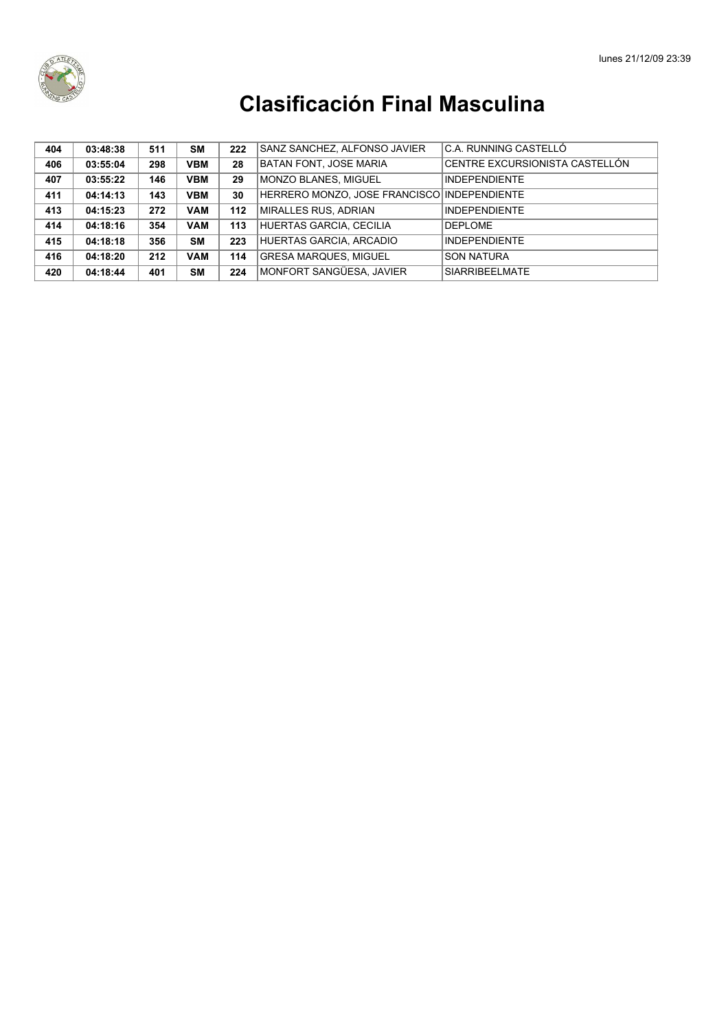# Clasificación Final Masculina

| | | | | | | |
|---|---|---|---|---|---|---|
| 404 | 03:48:38 | 511 | SM | 222 | SANZ SANCHEZ, ALFONSO JAVIER | C.A. RUNNING CASTELLÓ |
| 406 | 03:55:04 | 298 | VBM | 28 | BATAN FONT, JOSE MARIA | CENTRE EXCURSIONISTA CASTELLÓN |
| 407 | 03:55:22 | 146 | VBM | 29 | MONZO BLANES, MIGUEL | INDEPENDIENTE |
| 411 | 04:14:13 | 143 | VBM | 30 | HERRERO MONZO, JOSE FRANCISCO | INDEPENDIENTE |
| 413 | 04:15:23 | 272 | VAM | 112 | MIRALLES RUS, ADRIAN | INDEPENDIENTE |
| 414 | 04:18:16 | 354 | VAM | 113 | HUERTAS GARCIA, CECILIA | DEPLOME |
| 415 | 04:18:18 | 356 | SM | 223 | HUERTAS GARCIA, ARCADIO | INDEPENDIENTE |
| 416 | 04:18:20 | 212 | VAM | 114 | GRESA MARQUES, MIGUEL | SON NATURA |
| 420 | 04:18:44 | 401 | SM | 224 | MONFORT SANGÜESA, JAVIER | SIARRIBEELMATE |